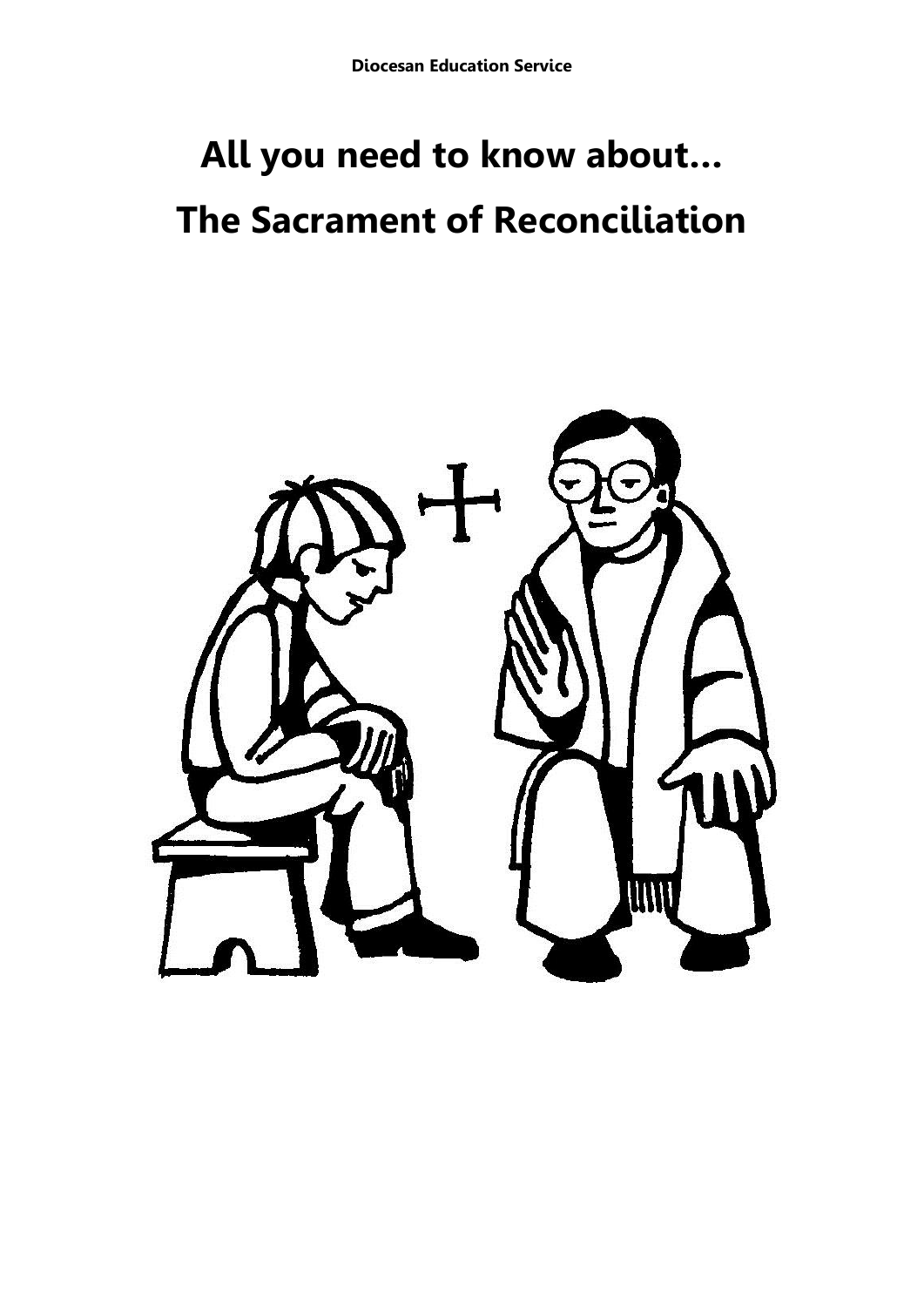**Diocesan Education Service**

# All you need to know about…
# The Sacrament of Reconciliation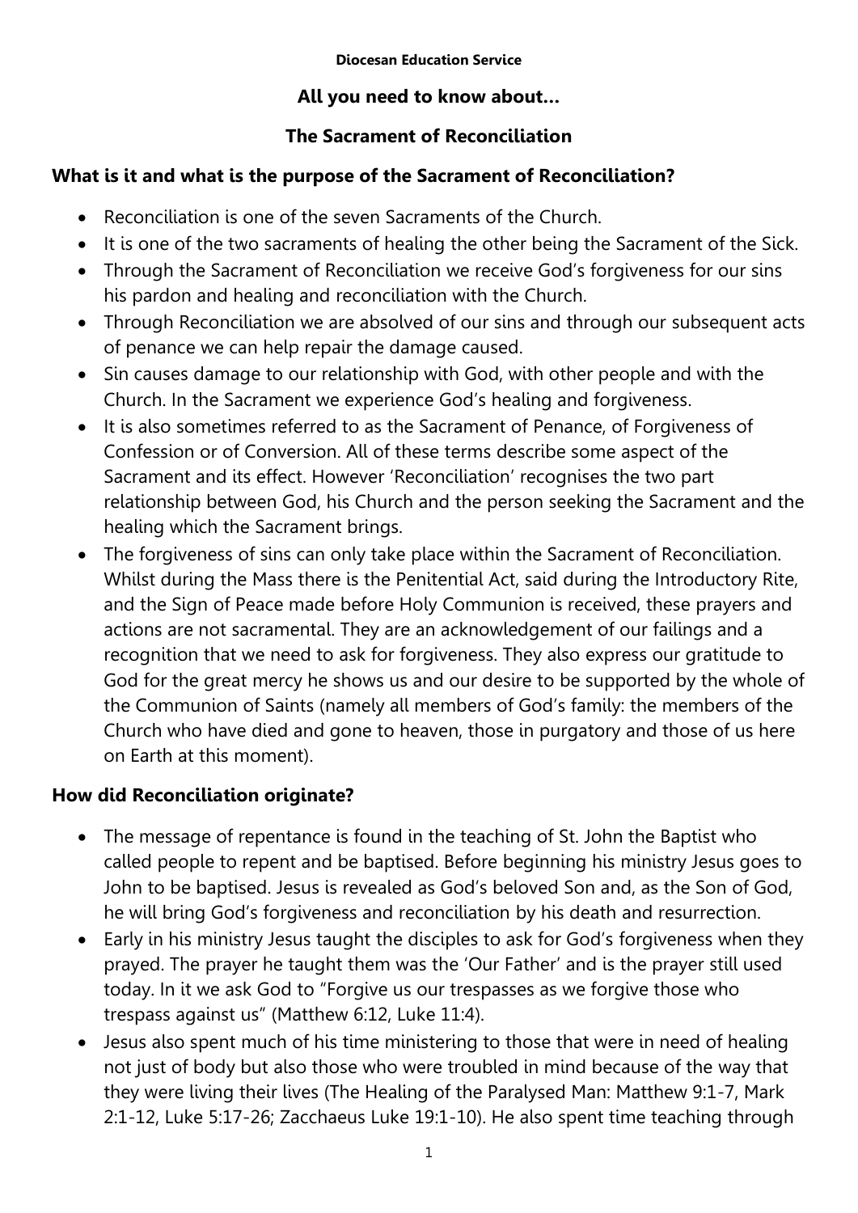**Diocesan Education Service**

**All you need to know about…**

**The Sacrament of Reconciliation**

## What is it and what is the purpose of the Sacrament of Reconciliation?

- Reconciliation is one of the seven Sacraments of the Church.
- It is one of the two sacraments of healing the other being the Sacrament of the Sick.
- Through the Sacrament of Reconciliation we receive God's forgiveness for our sins his pardon and healing and reconciliation with the Church.
- Through Reconciliation we are absolved of our sins and through our subsequent acts of penance we can help repair the damage caused.
- Sin causes damage to our relationship with God, with other people and with the Church. In the Sacrament we experience God's healing and forgiveness.
- It is also sometimes referred to as the Sacrament of Penance, of Forgiveness of Confession or of Conversion. All of these terms describe some aspect of the Sacrament and its effect. However 'Reconciliation' recognises the two part relationship between God, his Church and the person seeking the Sacrament and the healing which the Sacrament brings.
- The forgiveness of sins can only take place within the Sacrament of Reconciliation. Whilst during the Mass there is the Penitential Act, said during the Introductory Rite, and the Sign of Peace made before Holy Communion is received, these prayers and actions are not sacramental. They are an acknowledgement of our failings and a recognition that we need to ask for forgiveness. They also express our gratitude to God for the great mercy he shows us and our desire to be supported by the whole of the Communion of Saints (namely all members of God's family: the members of the Church who have died and gone to heaven, those in purgatory and those of us here on Earth at this moment).

## How did Reconciliation originate?

- The message of repentance is found in the teaching of St. John the Baptist who called people to repent and be baptised. Before beginning his ministry Jesus goes to John to be baptised. Jesus is revealed as God's beloved Son and, as the Son of God, he will bring God's forgiveness and reconciliation by his death and resurrection.
- Early in his ministry Jesus taught the disciples to ask for God's forgiveness when they prayed. The prayer he taught them was the 'Our Father' and is the prayer still used today. In it we ask God to "Forgive us our trespasses as we forgive those who trespass against us" (Matthew 6:12, Luke 11:4).
- Jesus also spent much of his time ministering to those that were in need of healing not just of body but also those who were troubled in mind because of the way that they were living their lives (The Healing of the Paralysed Man: Matthew 9:1-7, Mark 2:1-12, Luke 5:17-26; Zacchaeus Luke 19:1-10). He also spent time teaching through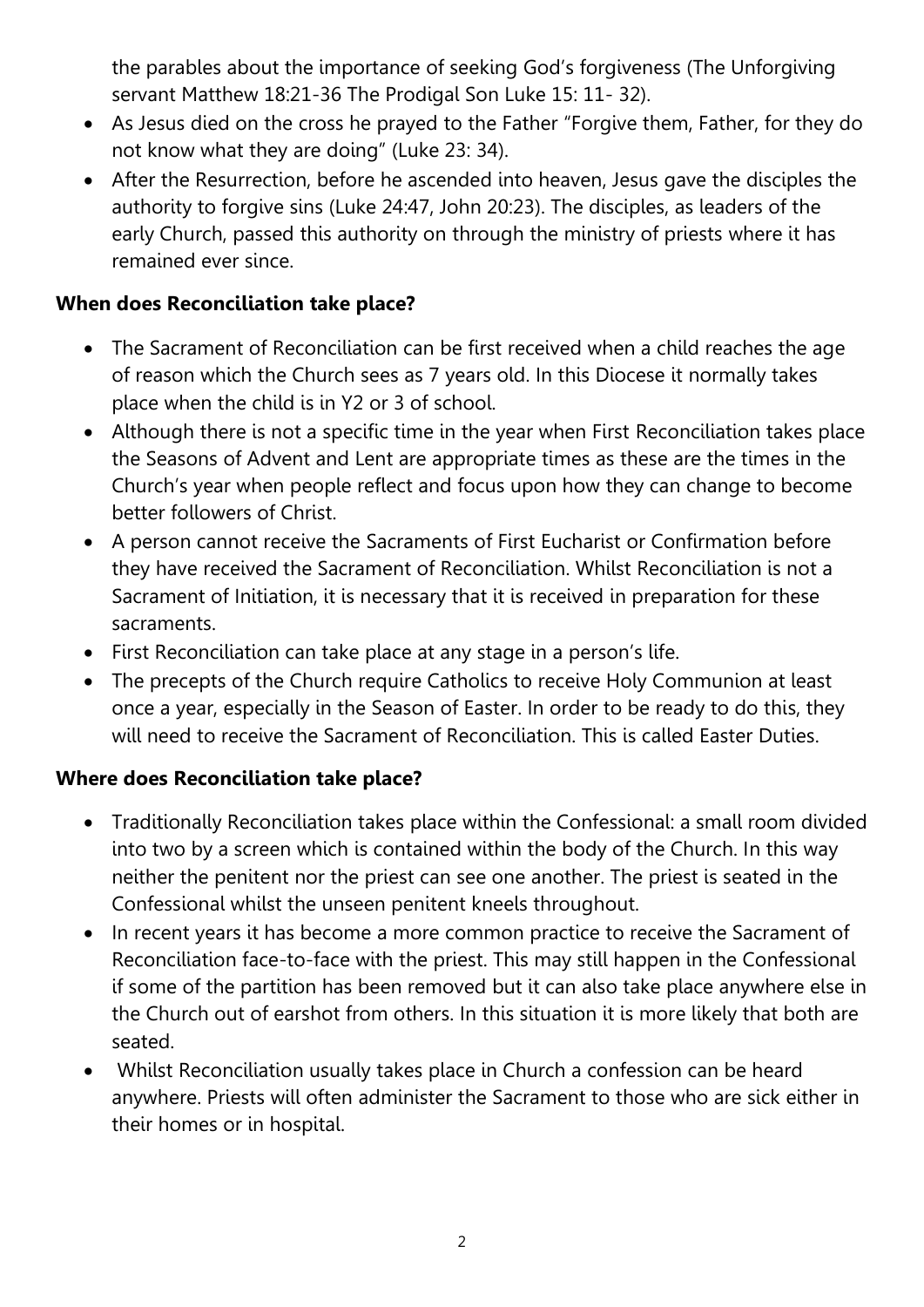the parables about the importance of seeking God's forgiveness (The Unforgiving servant Matthew 18:21-36 The Prodigal Son Luke 15: 11- 32).

- As Jesus died on the cross he prayed to the Father "Forgive them, Father, for they do not know what they are doing" (Luke 23: 34).
- After the Resurrection, before he ascended into heaven, Jesus gave the disciples the authority to forgive sins (Luke 24:47, John 20:23). The disciples, as leaders of the early Church, passed this authority on through the ministry of priests where it has remained ever since.

**When does Reconciliation take place?**

- The Sacrament of Reconciliation can be first received when a child reaches the age of reason which the Church sees as 7 years old. In this Diocese it normally takes place when the child is in Y2 or 3 of school.
- Although there is not a specific time in the year when First Reconciliation takes place the Seasons of Advent and Lent are appropriate times as these are the times in the Church's year when people reflect and focus upon how they can change to become better followers of Christ.
- A person cannot receive the Sacraments of First Eucharist or Confirmation before they have received the Sacrament of Reconciliation. Whilst Reconciliation is not a Sacrament of Initiation, it is necessary that it is received in preparation for these sacraments.
- First Reconciliation can take place at any stage in a person's life.
- The precepts of the Church require Catholics to receive Holy Communion at least once a year, especially in the Season of Easter. In order to be ready to do this, they will need to receive the Sacrament of Reconciliation. This is called Easter Duties.

**Where does Reconciliation take place?**

- Traditionally Reconciliation takes place within the Confessional: a small room divided into two by a screen which is contained within the body of the Church. In this way neither the penitent nor the priest can see one another. The priest is seated in the Confessional whilst the unseen penitent kneels throughout.
- In recent years it has become a more common practice to receive the Sacrament of Reconciliation face-to-face with the priest. This may still happen in the Confessional if some of the partition has been removed but it can also take place anywhere else in the Church out of earshot from others. In this situation it is more likely that both are seated.
- Whilst Reconciliation usually takes place in Church a confession can be heard anywhere. Priests will often administer the Sacrament to those who are sick either in their homes or in hospital.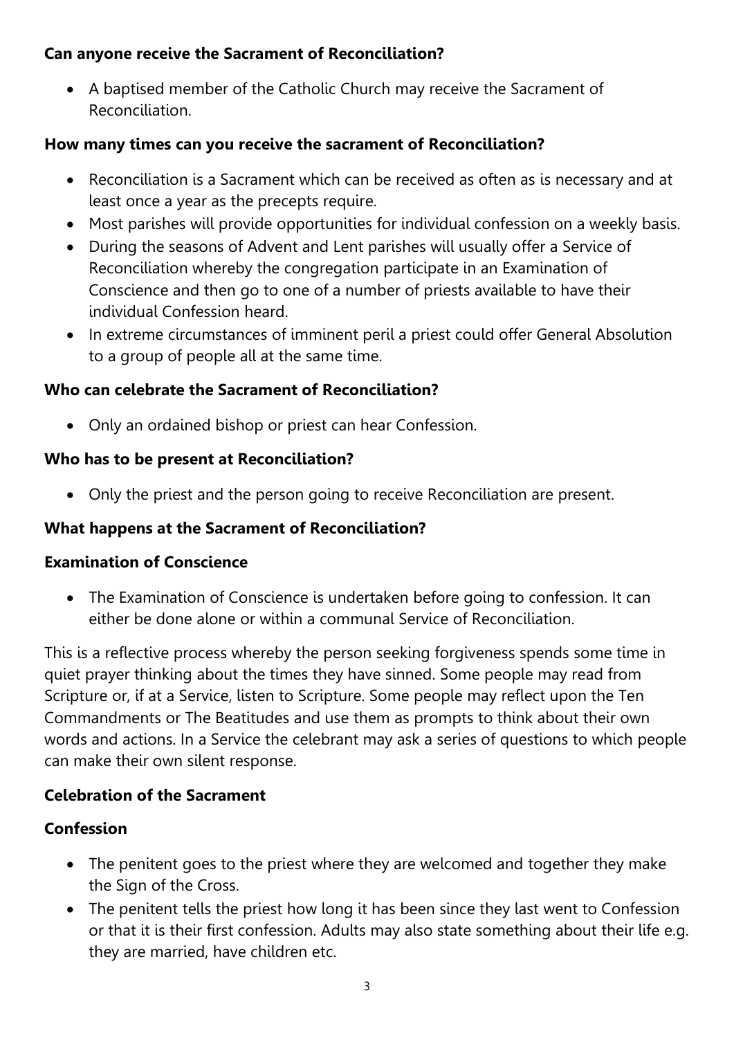**Can anyone receive the Sacrament of Reconciliation?**

- A baptised member of the Catholic Church may receive the Sacrament of Reconciliation.

**How many times can you receive the sacrament of Reconciliation?**

- Reconciliation is a Sacrament which can be received as often as is necessary and at least once a year as the precepts require.
- Most parishes will provide opportunities for individual confession on a weekly basis.
- During the seasons of Advent and Lent parishes will usually offer a Service of Reconciliation whereby the congregation participate in an Examination of Conscience and then go to one of a number of priests available to have their individual Confession heard.
- In extreme circumstances of imminent peril a priest could offer General Absolution to a group of people all at the same time.

**Who can celebrate the Sacrament of Reconciliation?**

- Only an ordained bishop or priest can hear Confession.

**Who has to be present at Reconciliation?**

- Only the priest and the person going to receive Reconciliation are present.

**What happens at the Sacrament of Reconciliation?**

**Examination of Conscience**

- The Examination of Conscience is undertaken before going to confession. It can either be done alone or within a communal Service of Reconciliation.

This is a reflective process whereby the person seeking forgiveness spends some time in quiet prayer thinking about the times they have sinned. Some people may read from Scripture or, if at a Service, listen to Scripture. Some people may reflect upon the Ten Commandments or The Beatitudes and use them as prompts to think about their own words and actions. In a Service the celebrant may ask a series of questions to which people can make their own silent response.

**Celebration of the Sacrament**

**Confession**

- The penitent goes to the priest where they are welcomed and together they make the Sign of the Cross.
- The penitent tells the priest how long it has been since they last went to Confession or that it is their first confession. Adults may also state something about their life e.g. they are married, have children etc.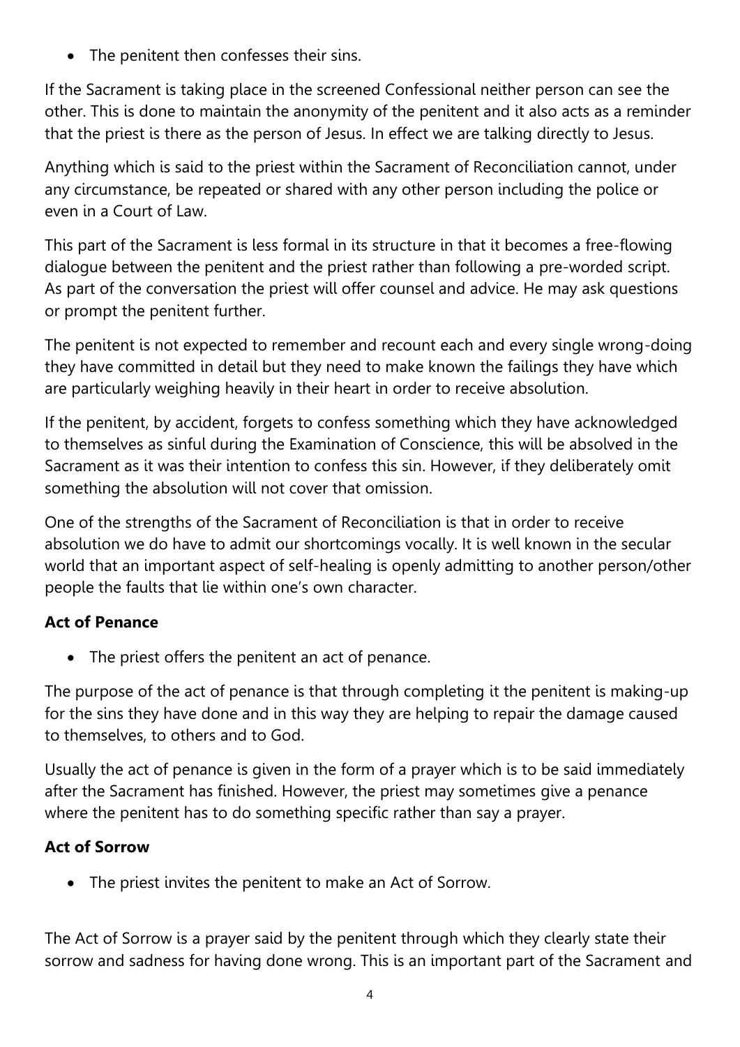- The penitent then confesses their sins.

If the Sacrament is taking place in the screened Confessional neither person can see the other. This is done to maintain the anonymity of the penitent and it also acts as a reminder that the priest is there as the person of Jesus. In effect we are talking directly to Jesus.

Anything which is said to the priest within the Sacrament of Reconciliation cannot, under any circumstance, be repeated or shared with any other person including the police or even in a Court of Law.

This part of the Sacrament is less formal in its structure in that it becomes a free-flowing dialogue between the penitent and the priest rather than following a pre-worded script. As part of the conversation the priest will offer counsel and advice. He may ask questions or prompt the penitent further.

The penitent is not expected to remember and recount each and every single wrong-doing they have committed in detail but they need to make known the failings they have which are particularly weighing heavily in their heart in order to receive absolution.

If the penitent, by accident, forgets to confess something which they have acknowledged to themselves as sinful during the Examination of Conscience, this will be absolved in the Sacrament as it was their intention to confess this sin. However, if they deliberately omit something the absolution will not cover that omission.

One of the strengths of the Sacrament of Reconciliation is that in order to receive absolution we do have to admit our shortcomings vocally. It is well known in the secular world that an important aspect of self-healing is openly admitting to another person/other people the faults that lie within one's own character.

**Act of Penance**

- The priest offers the penitent an act of penance.

The purpose of the act of penance is that through completing it the penitent is making-up for the sins they have done and in this way they are helping to repair the damage caused to themselves, to others and to God.

Usually the act of penance is given in the form of a prayer which is to be said immediately after the Sacrament has finished. However, the priest may sometimes give a penance where the penitent has to do something specific rather than say a prayer.

**Act of Sorrow**

- The priest invites the penitent to make an Act of Sorrow.

The Act of Sorrow is a prayer said by the penitent through which they clearly state their sorrow and sadness for having done wrong. This is an important part of the Sacrament and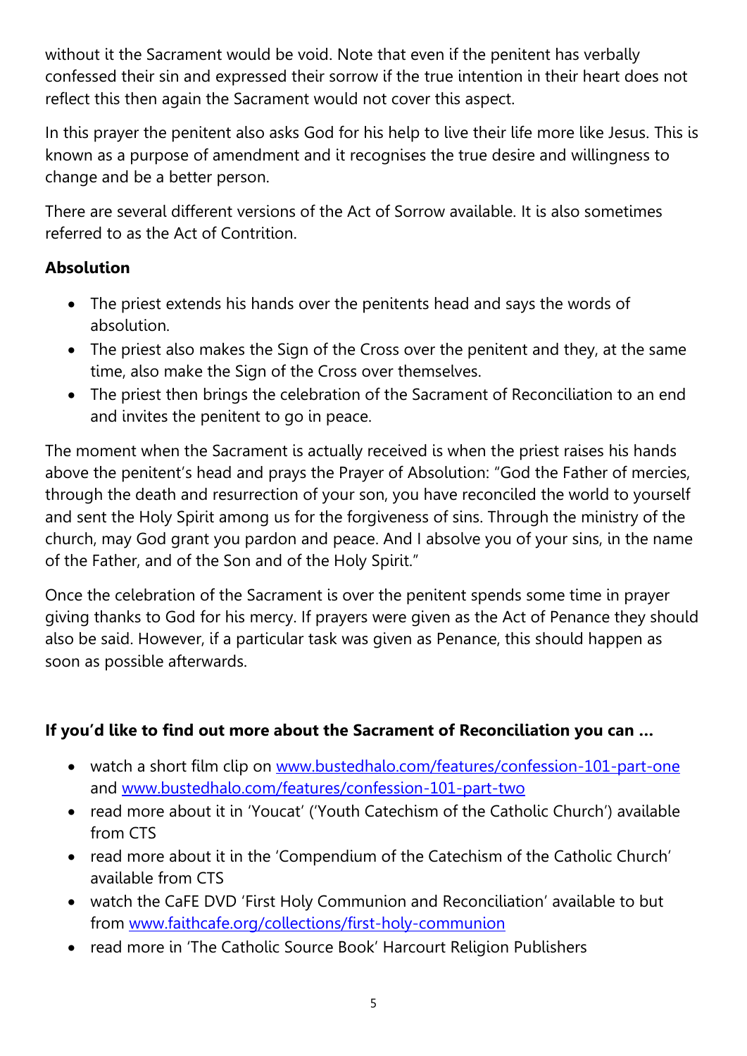without it the Sacrament would be void. Note that even if the penitent has verbally confessed their sin and expressed their sorrow if the true intention in their heart does not reflect this then again the Sacrament would not cover this aspect.

In this prayer the penitent also asks God for his help to live their life more like Jesus. This is known as a purpose of amendment and it recognises the true desire and willingness to change and be a better person.

There are several different versions of the Act of Sorrow available. It is also sometimes referred to as the Act of Contrition.

**Absolution**

- The priest extends his hands over the penitents head and says the words of absolution.
- The priest also makes the Sign of the Cross over the penitent and they, at the same time, also make the Sign of the Cross over themselves.
- The priest then brings the celebration of the Sacrament of Reconciliation to an end and invites the penitent to go in peace.

The moment when the Sacrament is actually received is when the priest raises his hands above the penitent's head and prays the Prayer of Absolution: "God the Father of mercies, through the death and resurrection of your son, you have reconciled the world to yourself and sent the Holy Spirit among us for the forgiveness of sins. Through the ministry of the church, may God grant you pardon and peace. And I absolve you of your sins, in the name of the Father, and of the Son and of the Holy Spirit."

Once the celebration of the Sacrament is over the penitent spends some time in prayer giving thanks to God for his mercy. If prayers were given as the Act of Penance they should also be said. However, if a particular task was given as Penance, this should happen as soon as possible afterwards.

**If you'd like to find out more about the Sacrament of Reconciliation you can …**

- watch a short film clip on www.bustedhalo.com/features/confession-101-part-one and www.bustedhalo.com/features/confession-101-part-two
- read more about it in 'Youcat' ('Youth Catechism of the Catholic Church') available from CTS
- read more about it in the 'Compendium of the Catechism of the Catholic Church' available from CTS
- watch the CaFE DVD 'First Holy Communion and Reconciliation' available to but from www.faithcafe.org/collections/first-holy-communion
- read more in 'The Catholic Source Book' Harcourt Religion Publishers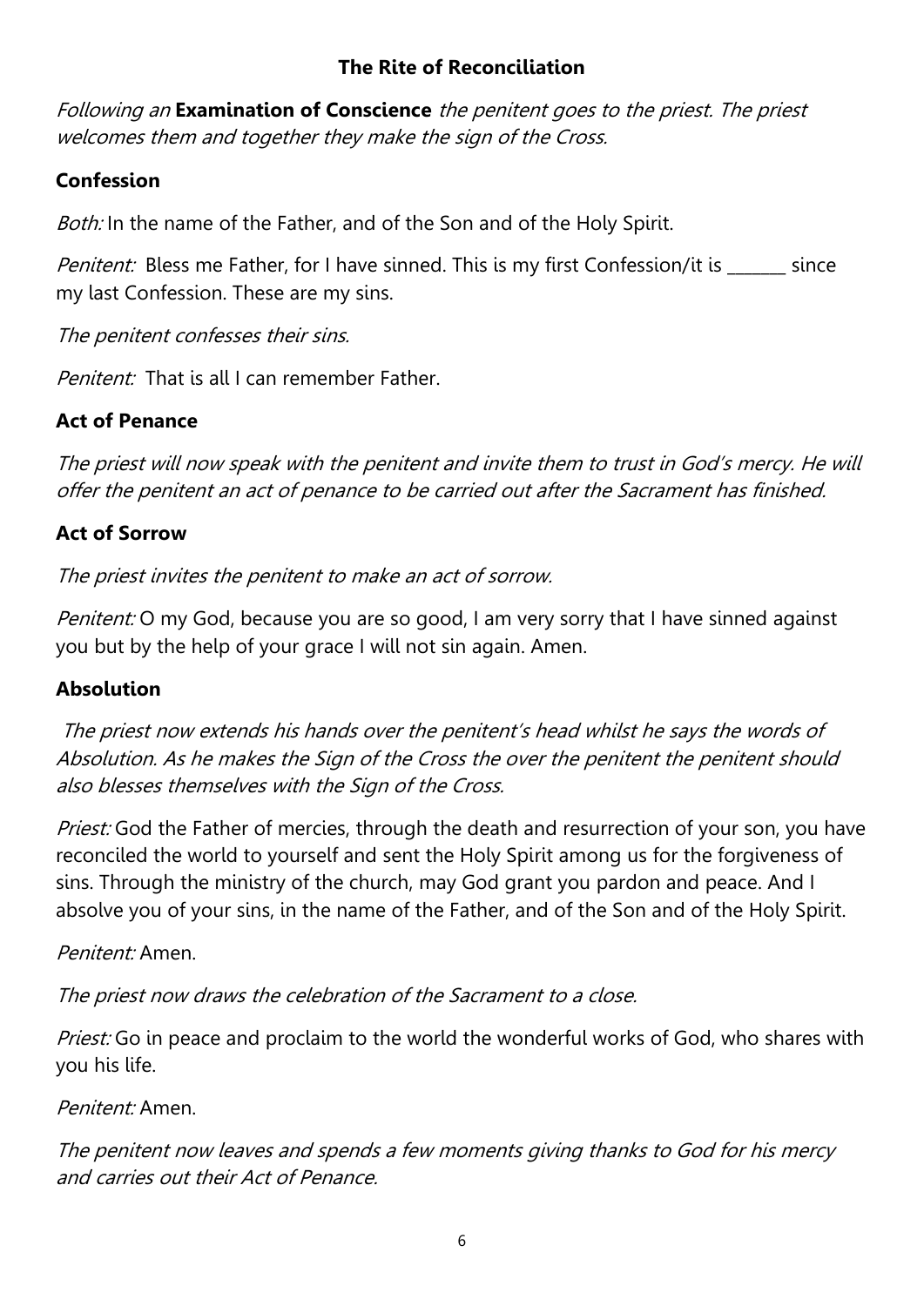## The Rite of Reconciliation

*Following an* **Examination of Conscience** *the penitent goes to the priest. The priest welcomes them and together they make the sign of the Cross.*

### Confession

*Both:* In the name of the Father, and of the Son and of the Holy Spirit.

*Penitent:* Bless me Father, for I have sinned. This is my first Confession/it is _______ since my last Confession. These are my sins.

*The penitent confesses their sins.*

*Penitent:* That is all I can remember Father.

### Act of Penance

*The priest will now speak with the penitent and invite them to trust in God's mercy. He will offer the penitent an act of penance to be carried out after the Sacrament has finished.*

### Act of Sorrow

*The priest invites the penitent to make an act of sorrow.*

*Penitent:* O my God, because you are so good, I am very sorry that I have sinned against you but by the help of your grace I will not sin again. Amen.

### Absolution

*The priest now extends his hands over the penitent's head whilst he says the words of Absolution. As he makes the Sign of the Cross the over the penitent the penitent should also blesses themselves with the Sign of the Cross.*

*Priest:* God the Father of mercies, through the death and resurrection of your son, you have reconciled the world to yourself and sent the Holy Spirit among us for the forgiveness of sins. Through the ministry of the church, may God grant you pardon and peace. And I absolve you of your sins, in the name of the Father, and of the Son and of the Holy Spirit.

*Penitent:* Amen.

*The priest now draws the celebration of the Sacrament to a close.*

*Priest:* Go in peace and proclaim to the world the wonderful works of God, who shares with you his life.

*Penitent:* Amen.

*The penitent now leaves and spends a few moments giving thanks to God for his mercy and carries out their Act of Penance.*